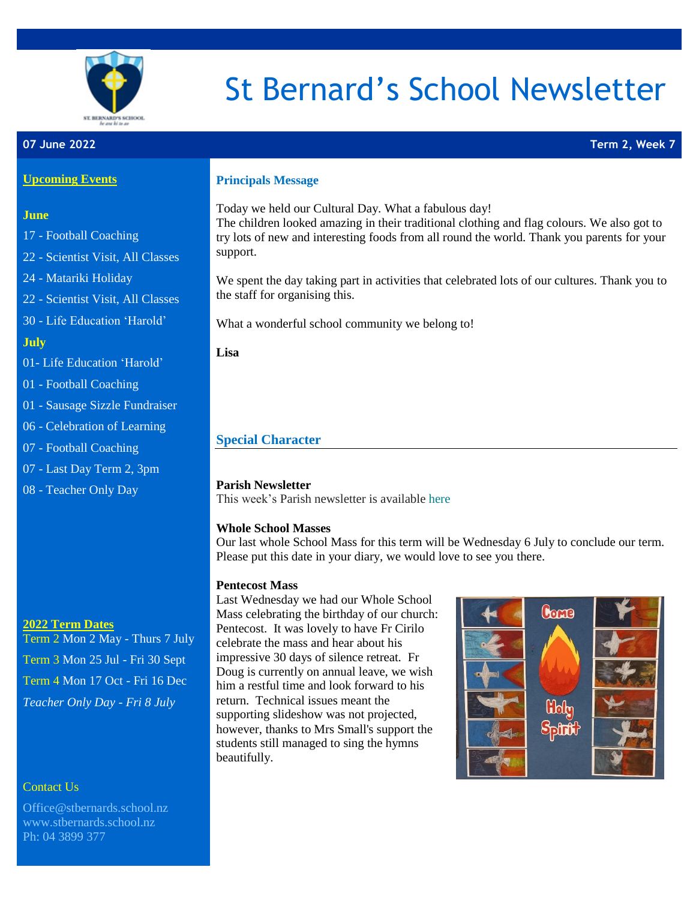# St Bernard's School Newsletter

**07 June 2022** | **Term 2, Week 7**

## Upcoming Events

### June

17 - Football Coaching

22 - Scientist Visit, All Classes

24 - Matariki Holiday

22 - Scientist Visit, All Classes

30 - Life Education 'Harold'

### July

01- Life Education 'Harold'

01 - Football Coaching

01 - Sausage Sizzle Fundraiser

06 - Celebration of Learning

07 - Football Coaching

07 - Last Day Term 2, 3pm

08 - Teacher Only Day

## 2022 Term Dates

Term 2 Mon 2 May - Thurs 7 July

Term 3 Mon 25 Jul - Fri 30 Sept

Term 4 Mon 17 Oct - Fri 16 Dec

*Teacher Only Day - Fri 8 July*

## Contact Us

Office@stbernards.school.nz
www.stbernards.school.nz
Ph: 04 3899 377

## Principals Message

Today we held our Cultural Day. What a fabulous day!
The children looked amazing in their traditional clothing and flag colours. We also got to try lots of new and interesting foods from all round the world. Thank you parents for your support.

We spent the day taking part in activities that celebrated lots of our cultures. Thank you to the staff for organising this.

What a wonderful school community we belong to!

**Lisa**

## Special Character

**Parish Newsletter**
This week's Parish newsletter is available here

**Whole School Masses**
Our last whole School Mass for this term will be Wednesday 6 July to conclude our term. Please put this date in your diary, we would love to see you there.

**Pentecost Mass**
Last Wednesday we had our Whole School Mass celebrating the birthday of our church: Pentecost. It was lovely to have Fr Cirilo celebrate the mass and hear about his impressive 30 days of silence retreat. Fr Doug is currently on annual leave, we wish him a restful time and look forward to his return. Technical issues meant the supporting slideshow was not projected, however, thanks to Mrs Small's support the students still managed to sing the hymns beautifully.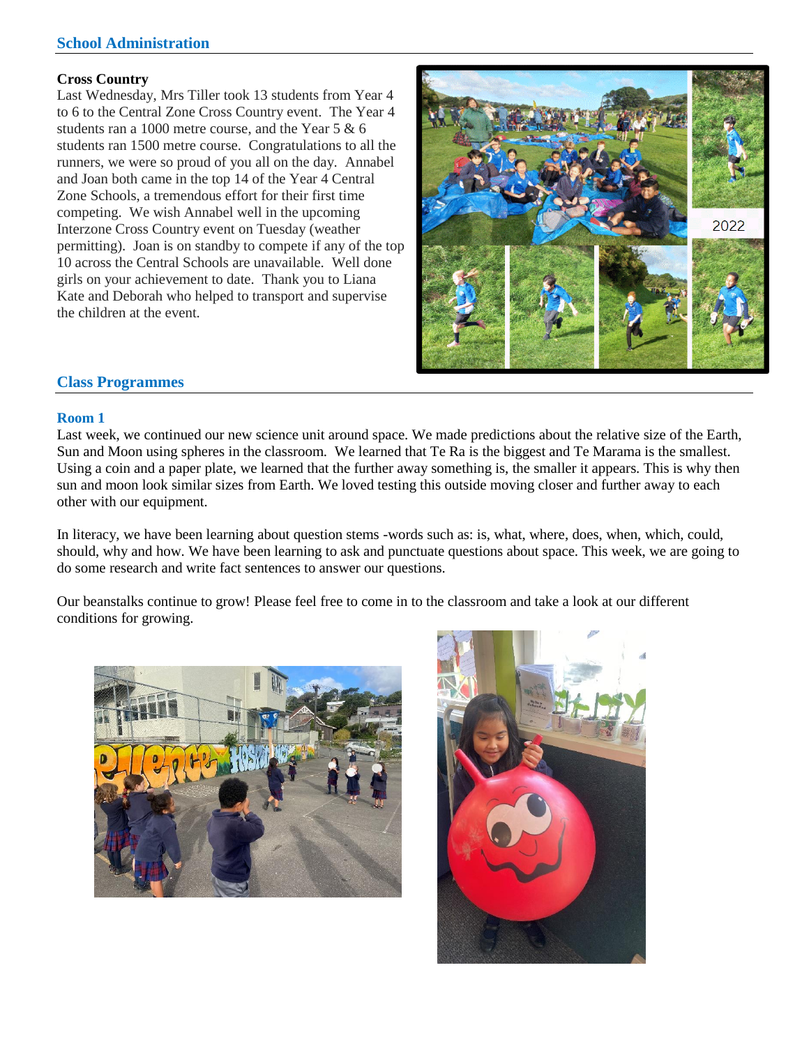## School Administration

**Cross Country**
Last Wednesday, Mrs Tiller took 13 students from Year 4 to 6 to the Central Zone Cross Country event. The Year 4 students ran a 1000 metre course, and the Year 5 & 6 students ran 1500 metre course. Congratulations to all the runners, we were so proud of you all on the day. Annabel and Joan both came in the top 14 of the Year 4 Central Zone Schools, a tremendous effort for their first time competing. We wish Annabel well in the upcoming Interzone Cross Country event on Tuesday (weather permitting). Joan is on standby to compete if any of the top 10 across the Central Schools are unavailable. Well done girls on your achievement to date. Thank you to Liana Kate and Deborah who helped to transport and supervise the children at the event.

## Class Programmes

### Room 1

Last week, we continued our new science unit around space. We made predictions about the relative size of the Earth, Sun and Moon using spheres in the classroom. We learned that Te Ra is the biggest and Te Marama is the smallest. Using a coin and a paper plate, we learned that the further away something is, the smaller it appears. This is why then sun and moon look similar sizes from Earth. We loved testing this outside moving closer and further away to each other with our equipment.

In literacy, we have been learning about question stems -words such as: is, what, where, does, when, which, could, should, why and how. We have been learning to ask and punctuate questions about space. This week, we are going to do some research and write fact sentences to answer our questions.

Our beanstalks continue to grow! Please feel free to come in to the classroom and take a look at our different conditions for growing.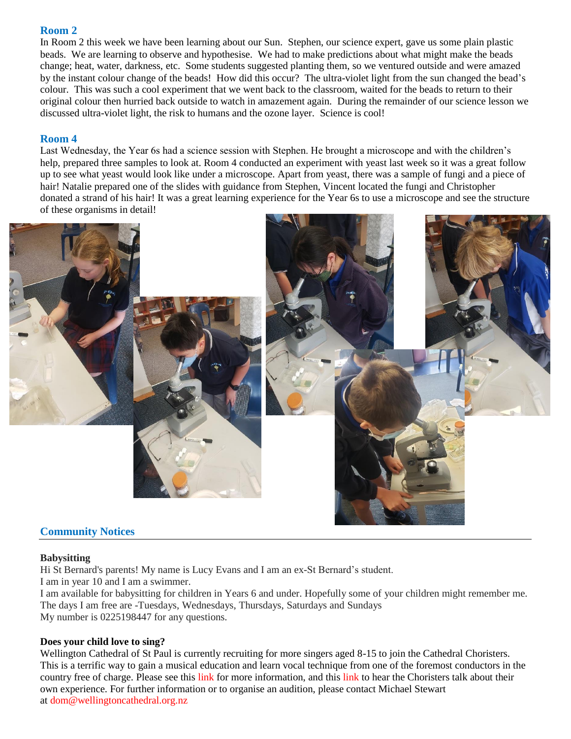## Room 2

In Room 2 this week we have been learning about our Sun. Stephen, our science expert, gave us some plain plastic beads. We are learning to observe and hypothesise. We had to make predictions about what might make the beads change; heat, water, darkness, etc. Some students suggested planting them, so we ventured outside and were amazed by the instant colour change of the beads! How did this occur? The ultra-violet light from the sun changed the bead's colour. This was such a cool experiment that we went back to the classroom, waited for the beads to return to their original colour then hurried back outside to watch in amazement again. During the remainder of our science lesson we discussed ultra-violet light, the risk to humans and the ozone layer. Science is cool!

## Room 4

Last Wednesday, the Year 6s had a science session with Stephen. He brought a microscope and with the children's help, prepared three samples to look at. Room 4 conducted an experiment with yeast last week so it was a great follow up to see what yeast would look like under a microscope. Apart from yeast, there was a sample of fungi and a piece of hair! Natalie prepared one of the slides with guidance from Stephen, Vincent located the fungi and Christopher donated a strand of his hair! It was a great learning experience for the Year 6s to use a microscope and see the structure of these organisms in detail!

## Community Notices

**Babysitting**

Hi St Bernard's parents! My name is Lucy Evans and I am an ex-St Bernard's student.
I am in year 10 and I am a swimmer.
I am available for babysitting for children in Years 6 and under. Hopefully some of your children might remember me.
The days I am free are -Tuesdays, Wednesdays, Thursdays, Saturdays and Sundays
My number is 0225198447 for any questions.

**Does your child love to sing?**

Wellington Cathedral of St Paul is currently recruiting for more singers aged 8-15 to join the Cathedral Choristers. This is a terrific way to gain a musical education and learn vocal technique from one of the foremost conductors in the country free of charge. Please see this link for more information, and this link to hear the Choristers talk about their own experience. For further information or to organise an audition, please contact Michael Stewart at dom@wellingtoncathedral.org.nz